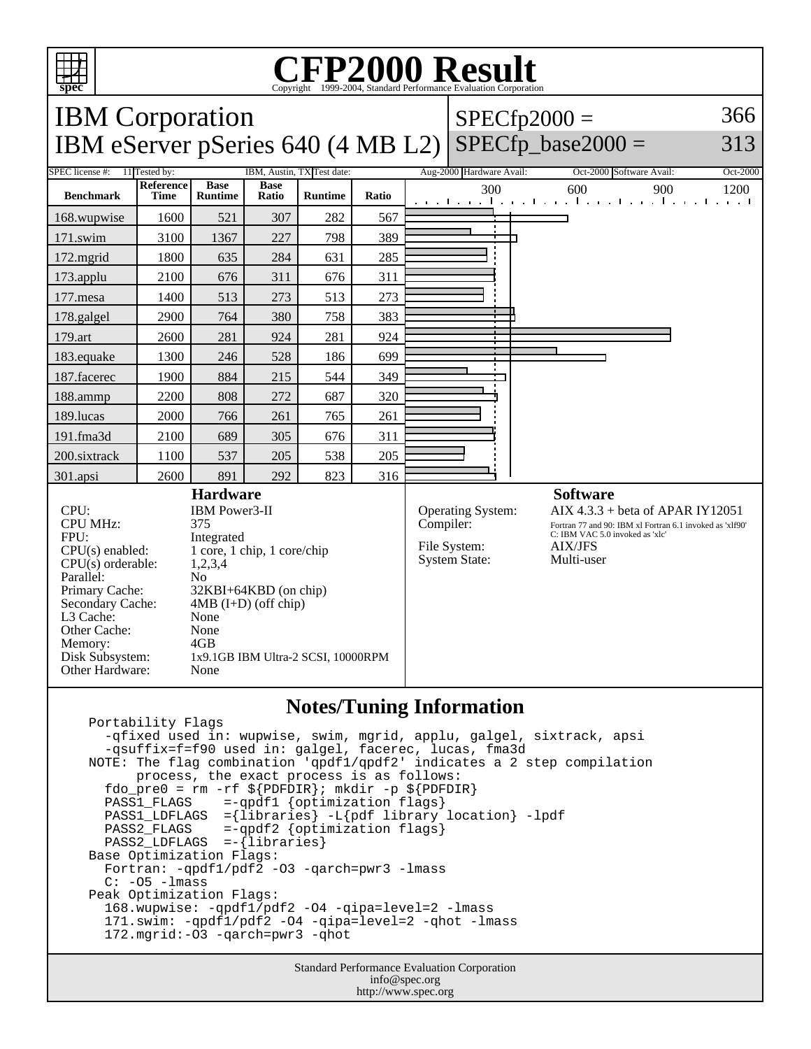# CFP2000 Result

Copyright 1999-2004, Standard Performance Evaluation Corporation

## IBM Corporation
## IBM eServer pSeries 640 (4 MB L2)

SPECfp2000 = 366
SPECfp_base2000 = 313

SPEC license #: 11 | Tested by: IBM, Austin, TX | Test date: Aug-2000 | Hardware Avail: Oct-2000 | Software Avail: Oct-2000

| Benchmark | Reference Time | Base Runtime | Base Ratio | Runtime | Ratio |
|---|---|---|---|---|---|
| 168.wupwise | 1600 | 521 | 307 | 282 | 567 |
| 171.swim | 3100 | 1367 | 227 | 798 | 389 |
| 172.mgrid | 1800 | 635 | 284 | 631 | 285 |
| 173.applu | 2100 | 676 | 311 | 676 | 311 |
| 177.mesa | 1400 | 513 | 273 | 513 | 273 |
| 178.galgel | 2900 | 764 | 380 | 758 | 383 |
| 179.art | 2600 | 281 | 924 | 281 | 924 |
| 183.equake | 1300 | 246 | 528 | 186 | 699 |
| 187.facerec | 1900 | 884 | 215 | 544 | 349 |
| 188.ammp | 2200 | 808 | 272 | 687 | 320 |
| 189.lucas | 2000 | 766 | 261 | 765 | 261 |
| 191.fma3d | 2100 | 689 | 305 | 676 | 311 |
| 200.sixtrack | 1100 | 537 | 205 | 538 | 205 |
| 301.apsi | 2600 | 891 | 292 | 823 | 316 |

### Hardware

| | |
|---|---|
| CPU: | IBM Power3-II |
| CPU MHz: | 375 |
| FPU: | Integrated |
| CPU(s) enabled: | 1 core, 1 chip, 1 core/chip |
| CPU(s) orderable: | 1,2,3,4 |
| Parallel: | No |
| Primary Cache: | 32KBI+64KBD (on chip) |
| Secondary Cache: | 4MB (I+D) (off chip) |
| L3 Cache: | None |
| Other Cache: | None |
| Memory: | 4GB |
| Disk Subsystem: | 1x9.1GB IBM Ultra-2 SCSI, 10000RPM |
| Other Hardware: | None |

### Software

| | |
|---|---|
| Operating System: | AIX 4.3.3 + beta of APAR IY12051 |
| Compiler: | Fortran 77 and 90: IBM xl Fortran 6.1 invoked as 'xlf90' C: IBM VAC 5.0 invoked as 'xlc' |
| File System: | AIX/JFS |
| System State: | Multi-user |

### Notes/Tuning Information

```
Portability Flags
  -qfixed used in: wupwise, swim, mgrid, applu, galgel, sixtrack, apsi
  -qsuffix=f=f90 used in: galgel, facerec, lucas, fma3d
NOTE: The flag combination 'qpdf1/qpdf2' indicates a 2 step compilation
      process, the exact process is as follows:
  fdo_pre0 = rm -rf ${PDFDIR}; mkdir -p ${PDFDIR}
  PASS1_FLAGS    =-qpdf1 {optimization flags}
  PASS1_LDFLAGS  ={libraries} -L{pdf library location} -lpdf
  PASS2_FLAGS    =-qpdf2 {optimization flags}
  PASS2_LDFLAGS  =-{libraries}
Base Optimization Flags:
  Fortran: -qpdf1/pdf2 -O3 -qarch=pwr3 -lmass
  C: -O5 -lmass
Peak Optimization Flags:
  168.wupwise: -qpdf1/pdf2 -O4 -qipa=level=2 -lmass
  171.swim: -qpdf1/pdf2 -O4 -qipa=level=2 -qhot -lmass
  172.mgrid:-O3 -qarch=pwr3 -qhot
```

Standard Performance Evaluation Corporation
info@spec.org
http://www.spec.org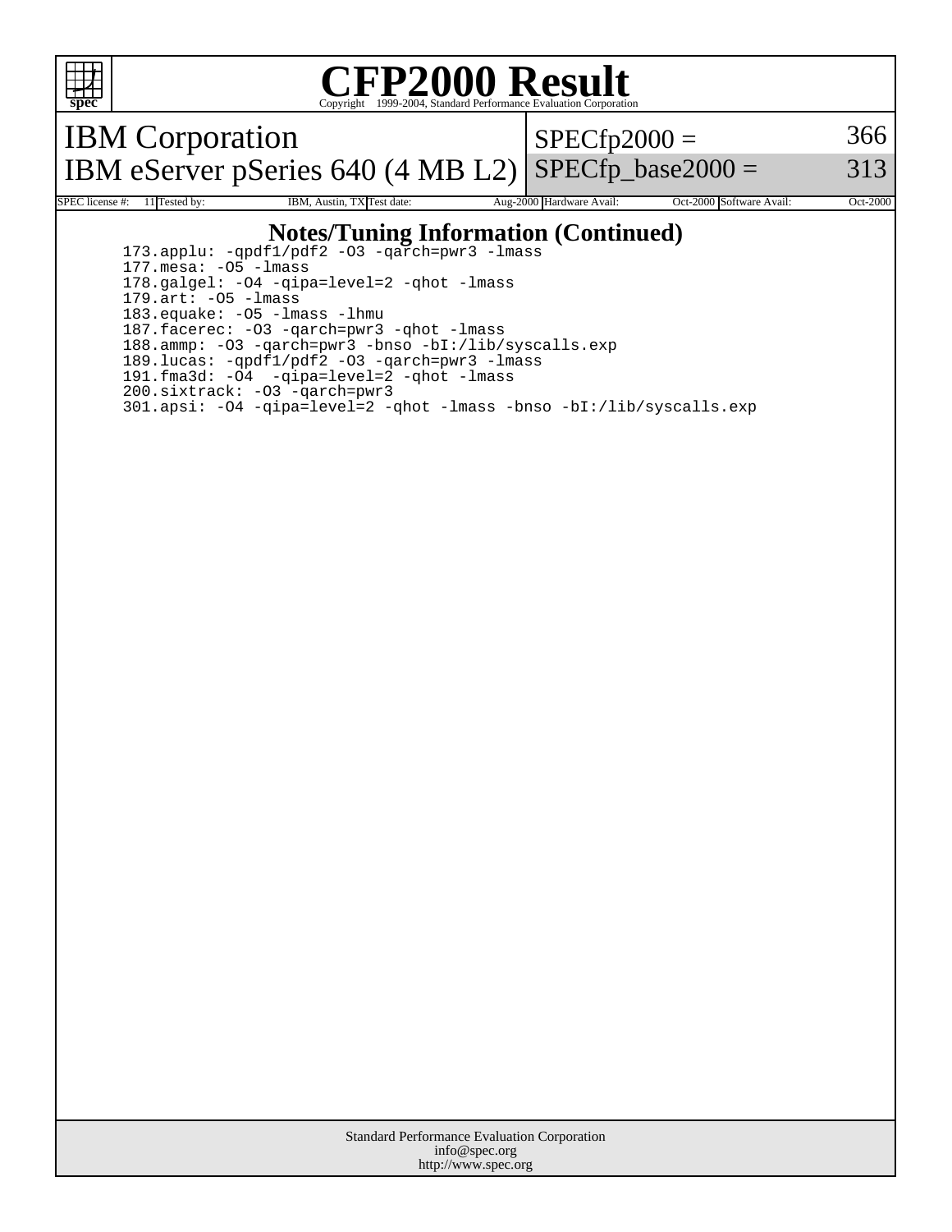# CFP2000 Result

Copyright 1999-2004, Standard Performance Evaluation Corporation

IBM Corporation

IBM eServer pSeries 640 (4 MB L2)

SPECfp2000 = 366

SPECfp_base2000 = 313

| SPEC license #: | 11 | Tested by: | IBM, Austin, TX | Test date: | Aug-2000 | Hardware Avail: | Oct-2000 | Software Avail: | Oct-2000 |
|---|---|---|---|---|---|---|---|---|---|

## Notes/Tuning Information (Continued)

```
173.applu: -qpdf1/pdf2 -O3 -qarch=pwr3 -lmass
177.mesa: -O5 -lmass
178.galgel: -O4 -qipa=level=2 -qhot -lmass
179.art: -O5 -lmass
183.equake: -O5 -lmass -lhmu
187.facerec: -O3 -qarch=pwr3 -qhot -lmass
188.ammp: -O3 -qarch=pwr3 -bnso -bI:/lib/syscalls.exp
189.lucas: -qpdf1/pdf2 -O3 -qarch=pwr3 -lmass
191.fma3d: -O4  -qipa=level=2 -qhot -lmass
200.sixtrack: -O3 -qarch=pwr3
301.apsi: -O4 -qipa=level=2 -qhot -lmass -bnso -bI:/lib/syscalls.exp
```

Standard Performance Evaluation Corporation
info@spec.org
http://www.spec.org